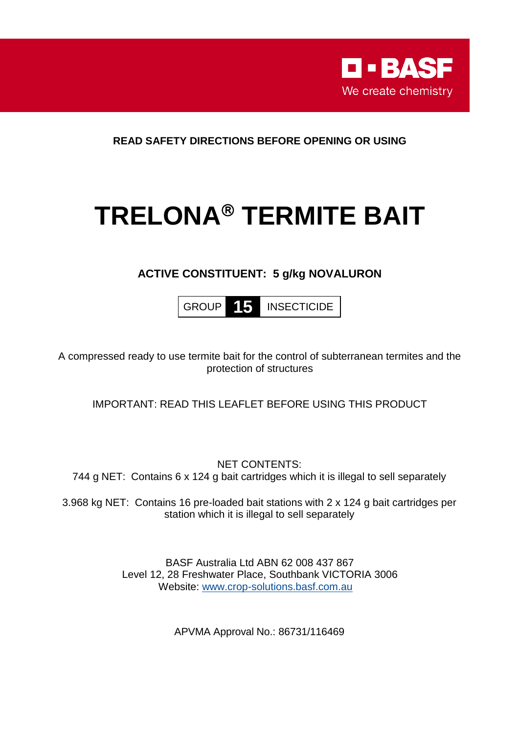BASF

We create chemistry

**READ SAFETY DIRECTIONS BEFORE OPENING OR USING**

# TRELONA® TERMITE BAIT

**ACTIVE CONSTITUENT: 5 g/kg NOVALURON**

GROUP **15** INSECTICIDE

A compressed ready to use termite bait for the control of subterranean termites and the protection of structures

IMPORTANT: READ THIS LEAFLET BEFORE USING THIS PRODUCT

NET CONTENTS:

744 g NET: Contains 6 x 124 g bait cartridges which it is illegal to sell separately

3.968 kg NET: Contains 16 pre-loaded bait stations with 2 x 124 g bait cartridges per station which it is illegal to sell separately

BASF Australia Ltd ABN 62 008 437 867

Level 12, 28 Freshwater Place, Southbank VICTORIA 3006

Website: www.crop-solutions.basf.com.au

APVMA Approval No.: 86731/116469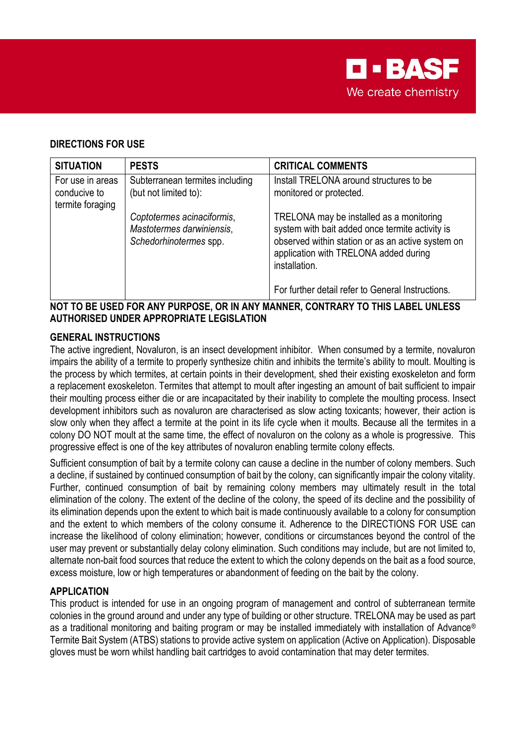## DIRECTIONS FOR USE

| SITUATION | PESTS | CRITICAL COMMENTS |
|---|---|---|
| For use in areas conducive to termite foraging | Subterranean termites including (but not limited to):<br><br>*Coptotermes acinaciformis*, *Mastotermes darwiniensis*, *Schedorhinotermes* spp. | Install TRELONA around structures to be monitored or protected.<br><br>TRELONA may be installed as a monitoring system with bait added once termite activity is observed within station or as an active system on application with TRELONA added during installation.<br><br>For further detail refer to General Instructions. |

**NOT TO BE USED FOR ANY PURPOSE, OR IN ANY MANNER, CONTRARY TO THIS LABEL UNLESS AUTHORISED UNDER APPROPRIATE LEGISLATION**

## GENERAL INSTRUCTIONS

The active ingredient, Novaluron, is an insect development inhibitor. When consumed by a termite, novaluron impairs the ability of a termite to properly synthesize chitin and inhibits the termite's ability to moult. Moulting is the process by which termites, at certain points in their development, shed their existing exoskeleton and form a replacement exoskeleton. Termites that attempt to moult after ingesting an amount of bait sufficient to impair their moulting process either die or are incapacitated by their inability to complete the moulting process. Insect development inhibitors such as novaluron are characterised as slow acting toxicants; however, their action is slow only when they affect a termite at the point in its life cycle when it moults. Because all the termites in a colony DO NOT moult at the same time, the effect of novaluron on the colony as a whole is progressive. This progressive effect is one of the key attributes of novaluron enabling termite colony effects.

Sufficient consumption of bait by a termite colony can cause a decline in the number of colony members. Such a decline, if sustained by continued consumption of bait by the colony, can significantly impair the colony vitality. Further, continued consumption of bait by remaining colony members may ultimately result in the total elimination of the colony. The extent of the decline of the colony, the speed of its decline and the possibility of its elimination depends upon the extent to which bait is made continuously available to a colony for consumption and the extent to which members of the colony consume it. Adherence to the DIRECTIONS FOR USE can increase the likelihood of colony elimination; however, conditions or circumstances beyond the control of the user may prevent or substantially delay colony elimination. Such conditions may include, but are not limited to, alternate non-bait food sources that reduce the extent to which the colony depends on the bait as a food source, excess moisture, low or high temperatures or abandonment of feeding on the bait by the colony.

## APPLICATION

This product is intended for use in an ongoing program of management and control of subterranean termite colonies in the ground around and under any type of building or other structure. TRELONA may be used as part as a traditional monitoring and baiting program or may be installed immediately with installation of Advance® Termite Bait System (ATBS) stations to provide active system on application (Active on Application). Disposable gloves must be worn whilst handling bait cartridges to avoid contamination that may deter termites.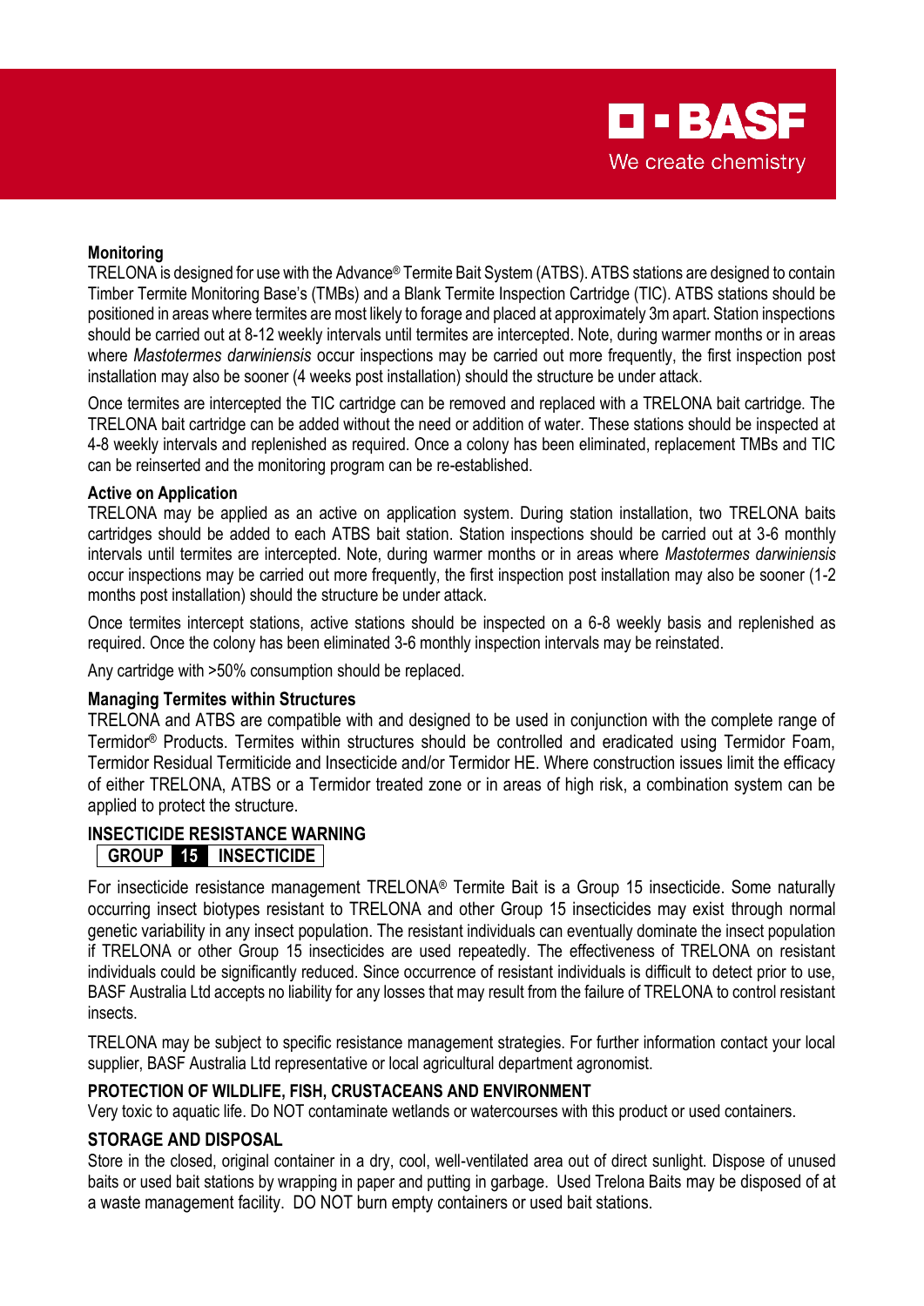**Monitoring**

TRELONA is designed for use with the Advance® Termite Bait System (ATBS). ATBS stations are designed to contain Timber Termite Monitoring Base's (TMBs) and a Blank Termite Inspection Cartridge (TIC). ATBS stations should be positioned in areas where termites are most likely to forage and placed at approximately 3m apart. Station inspections should be carried out at 8-12 weekly intervals until termites are intercepted. Note, during warmer months or in areas where *Mastotermes darwiniensis* occur inspections may be carried out more frequently, the first inspection post installation may also be sooner (4 weeks post installation) should the structure be under attack.

Once termites are intercepted the TIC cartridge can be removed and replaced with a TRELONA bait cartridge. The TRELONA bait cartridge can be added without the need or addition of water. These stations should be inspected at 4-8 weekly intervals and replenished as required. Once a colony has been eliminated, replacement TMBs and TIC can be reinserted and the monitoring program can be re-established.

**Active on Application**

TRELONA may be applied as an active on application system. During station installation, two TRELONA baits cartridges should be added to each ATBS bait station. Station inspections should be carried out at 3-6 monthly intervals until termites are intercepted. Note, during warmer months or in areas where *Mastotermes darwiniensis* occur inspections may be carried out more frequently, the first inspection post installation may also be sooner (1-2 months post installation) should the structure be under attack.

Once termites intercept stations, active stations should be inspected on a 6-8 weekly basis and replenished as required. Once the colony has been eliminated 3-6 monthly inspection intervals may be reinstated.

Any cartridge with >50% consumption should be replaced.

**Managing Termites within Structures**

TRELONA and ATBS are compatible with and designed to be used in conjunction with the complete range of Termidor® Products. Termites within structures should be controlled and eradicated using Termidor Foam, Termidor Residual Termiticide and Insecticide and/or Termidor HE. Where construction issues limit the efficacy of either TRELONA, ATBS or a Termidor treated zone or in areas of high risk, a combination system can be applied to protect the structure.

**INSECTICIDE RESISTANCE WARNING**

**GROUP 15 INSECTICIDE**

For insecticide resistance management TRELONA® Termite Bait is a Group 15 insecticide. Some naturally occurring insect biotypes resistant to TRELONA and other Group 15 insecticides may exist through normal genetic variability in any insect population. The resistant individuals can eventually dominate the insect population if TRELONA or other Group 15 insecticides are used repeatedly. The effectiveness of TRELONA on resistant individuals could be significantly reduced. Since occurrence of resistant individuals is difficult to detect prior to use, BASF Australia Ltd accepts no liability for any losses that may result from the failure of TRELONA to control resistant insects.

TRELONA may be subject to specific resistance management strategies. For further information contact your local supplier, BASF Australia Ltd representative or local agricultural department agronomist.

**PROTECTION OF WILDLIFE, FISH, CRUSTACEANS AND ENVIRONMENT**

Very toxic to aquatic life. Do NOT contaminate wetlands or watercourses with this product or used containers.

**STORAGE AND DISPOSAL**

Store in the closed, original container in a dry, cool, well-ventilated area out of direct sunlight. Dispose of unused baits or used bait stations by wrapping in paper and putting in garbage. Used Trelona Baits may be disposed of at a waste management facility. DO NOT burn empty containers or used bait stations.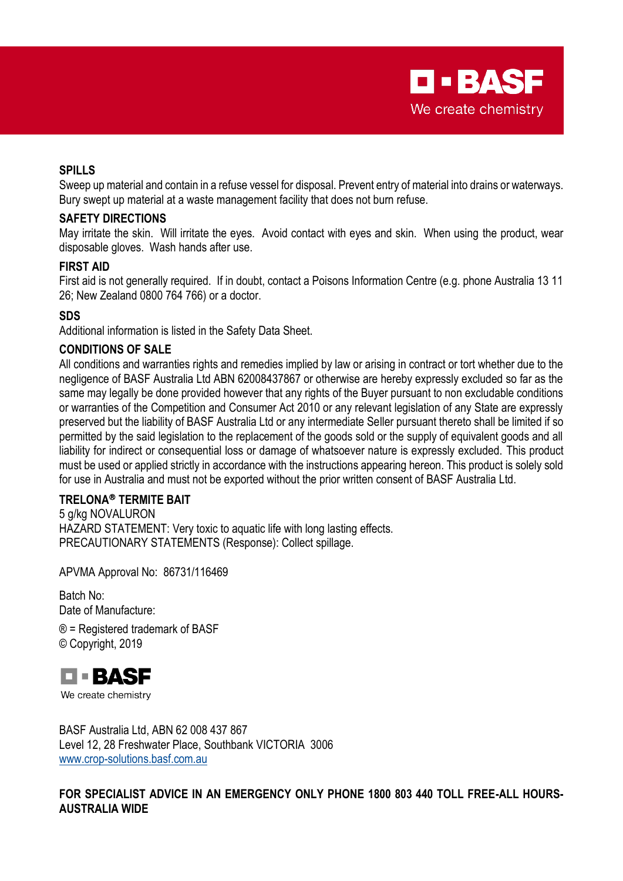## SPILLS

Sweep up material and contain in a refuse vessel for disposal. Prevent entry of material into drains or waterways. Bury swept up material at a waste management facility that does not burn refuse.

## SAFETY DIRECTIONS

May irritate the skin. Will irritate the eyes. Avoid contact with eyes and skin. When using the product, wear disposable gloves. Wash hands after use.

## FIRST AID

First aid is not generally required. If in doubt, contact a Poisons Information Centre (e.g. phone Australia 13 11 26; New Zealand 0800 764 766) or a doctor.

## SDS

Additional information is listed in the Safety Data Sheet.

## CONDITIONS OF SALE

All conditions and warranties rights and remedies implied by law or arising in contract or tort whether due to the negligence of BASF Australia Ltd ABN 62008437867 or otherwise are hereby expressly excluded so far as the same may legally be done provided however that any rights of the Buyer pursuant to non excludable conditions or warranties of the Competition and Consumer Act 2010 or any relevant legislation of any State are expressly preserved but the liability of BASF Australia Ltd or any intermediate Seller pursuant thereto shall be limited if so permitted by the said legislation to the replacement of the goods sold or the supply of equivalent goods and all liability for indirect or consequential loss or damage of whatsoever nature is expressly excluded. This product must be used or applied strictly in accordance with the instructions appearing hereon. This product is solely sold for use in Australia and must not be exported without the prior written consent of BASF Australia Ltd.

## TRELONA® TERMITE BAIT

5 g/kg NOVALURON
HAZARD STATEMENT: Very toxic to aquatic life with long lasting effects.
PRECAUTIONARY STATEMENTS (Response): Collect spillage.

APVMA Approval No: 86731/116469

Batch No:
Date of Manufacture:

® = Registered trademark of BASF
© Copyright, 2019

BASF
We create chemistry

BASF Australia Ltd, ABN 62 008 437 867
Level 12, 28 Freshwater Place, Southbank VICTORIA 3006
www.crop-solutions.basf.com.au

**FOR SPECIALIST ADVICE IN AN EMERGENCY ONLY PHONE 1800 803 440 TOLL FREE-ALL HOURS-AUSTRALIA WIDE**